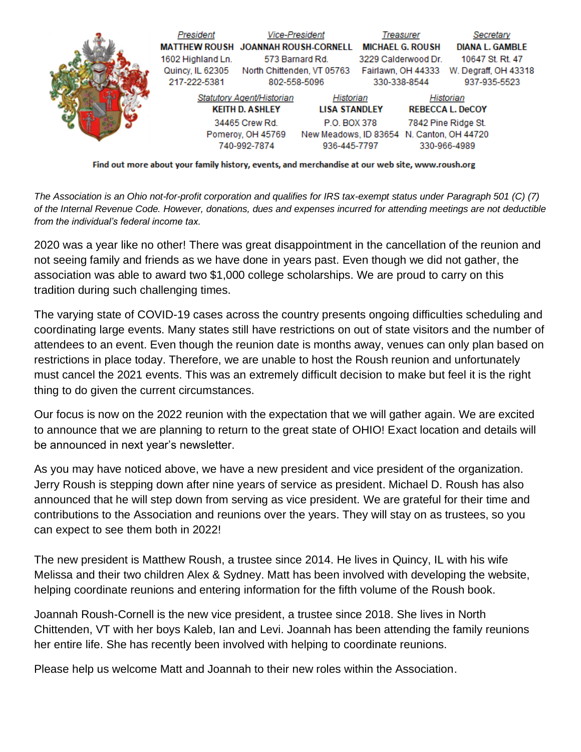| *President* | *Vice-President* | *Treasurer* | *Secretary* |
|---|---|---|---|
| **MATTHEW ROUSH** | **JOANNAH ROUSH-CORNELL** | **MICHAEL G. ROUSH** | **DIANA L. GAMBLE** |
| 1602 Highland Ln. | 573 Barnard Rd. | 3229 Calderwood Dr. | 10647 St. Rt. 47 |
| Quincy, IL 62305 | North Chittenden, VT 05763 | Fairlawn, OH 44333 | W. Degraff, OH 43318 |
| 217-222-5381 | 802-558-5096 | 330-338-8544 | 937-935-5523 |

| *Statutory Agent/Historian* | *Historian* | *Historian* |
|---|---|---|
| **KEITH D. ASHLEY** | **LISA STANDLEY** | **REBECCA L. DeCOY** |
| 34465 Crew Rd. | P.O. BOX 378 | 7842 Pine Ridge St. |
| Pomeroy, OH 45769 | New Meadows, ID 83654 | N. Canton, OH 44720 |
| 740-992-7874 | 936-445-7797 | 330-966-4989 |

**Find out more about your family history, events, and merchandise at our web site, www.roush.org**

*The Association is an Ohio not-for-profit corporation and qualifies for IRS tax-exempt status under Paragraph 501 (C) (7) of the Internal Revenue Code. However, donations, dues and expenses incurred for attending meetings are not deductible from the individual's federal income tax.*

2020 was a year like no other! There was great disappointment in the cancellation of the reunion and not seeing family and friends as we have done in years past. Even though we did not gather, the association was able to award two $1,000 college scholarships. We are proud to carry on this tradition during such challenging times.

The varying state of COVID-19 cases across the country presents ongoing difficulties scheduling and coordinating large events. Many states still have restrictions on out of state visitors and the number of attendees to an event. Even though the reunion date is months away, venues can only plan based on restrictions in place today. Therefore, we are unable to host the Roush reunion and unfortunately must cancel the 2021 events. This was an extremely difficult decision to make but feel it is the right thing to do given the current circumstances.

Our focus is now on the 2022 reunion with the expectation that we will gather again. We are excited to announce that we are planning to return to the great state of OHIO! Exact location and details will be announced in next year's newsletter.

As you may have noticed above, we have a new president and vice president of the organization. Jerry Roush is stepping down after nine years of service as president. Michael D. Roush has also announced that he will step down from serving as vice president. We are grateful for their time and contributions to the Association and reunions over the years. They will stay on as trustees, so you can expect to see them both in 2022!

The new president is Matthew Roush, a trustee since 2014. He lives in Quincy, IL with his wife Melissa and their two children Alex & Sydney. Matt has been involved with developing the website, helping coordinate reunions and entering information for the fifth volume of the Roush book.

Joannah Roush-Cornell is the new vice president, a trustee since 2018. She lives in North Chittenden, VT with her boys Kaleb, Ian and Levi. Joannah has been attending the family reunions her entire life. She has recently been involved with helping to coordinate reunions.

Please help us welcome Matt and Joannah to their new roles within the Association.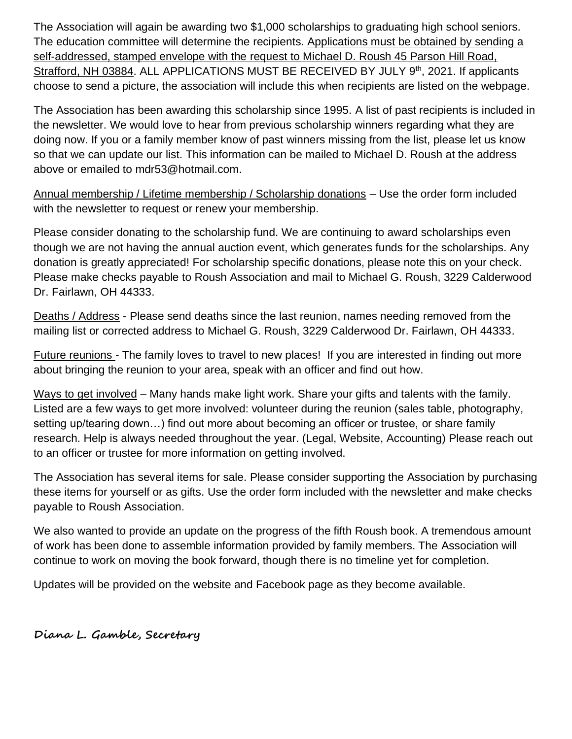The Association will again be awarding two $1,000 scholarships to graduating high school seniors. The education committee will determine the recipients. Applications must be obtained by sending a self-addressed, stamped envelope with the request to Michael D. Roush 45 Parson Hill Road, Strafford, NH 03884. ALL APPLICATIONS MUST BE RECEIVED BY JULY 9th, 2021. If applicants choose to send a picture, the association will include this when recipients are listed on the webpage.

The Association has been awarding this scholarship since 1995. A list of past recipients is included in the newsletter. We would love to hear from previous scholarship winners regarding what they are doing now. If you or a family member know of past winners missing from the list, please let us know so that we can update our list. This information can be mailed to Michael D. Roush at the address above or emailed to mdr53@hotmail.com.

Annual membership / Lifetime membership / Scholarship donations – Use the order form included with the newsletter to request or renew your membership.

Please consider donating to the scholarship fund. We are continuing to award scholarships even though we are not having the annual auction event, which generates funds for the scholarships. Any donation is greatly appreciated! For scholarship specific donations, please note this on your check. Please make checks payable to Roush Association and mail to Michael G. Roush, 3229 Calderwood Dr. Fairlawn, OH 44333.

Deaths / Address - Please send deaths since the last reunion, names needing removed from the mailing list or corrected address to Michael G. Roush, 3229 Calderwood Dr. Fairlawn, OH 44333.

Future reunions - The family loves to travel to new places! If you are interested in finding out more about bringing the reunion to your area, speak with an officer and find out how.

Ways to get involved – Many hands make light work. Share your gifts and talents with the family. Listed are a few ways to get more involved: volunteer during the reunion (sales table, photography, setting up/tearing down…) find out more about becoming an officer or trustee, or share family research. Help is always needed throughout the year. (Legal, Website, Accounting) Please reach out to an officer or trustee for more information on getting involved.

The Association has several items for sale. Please consider supporting the Association by purchasing these items for yourself or as gifts. Use the order form included with the newsletter and make checks payable to Roush Association.

We also wanted to provide an update on the progress of the fifth Roush book. A tremendous amount of work has been done to assemble information provided by family members. The Association will continue to work on moving the book forward, though there is no timeline yet for completion.

Updates will be provided on the website and Facebook page as they become available.

**Diana L. Gamble, Secretary**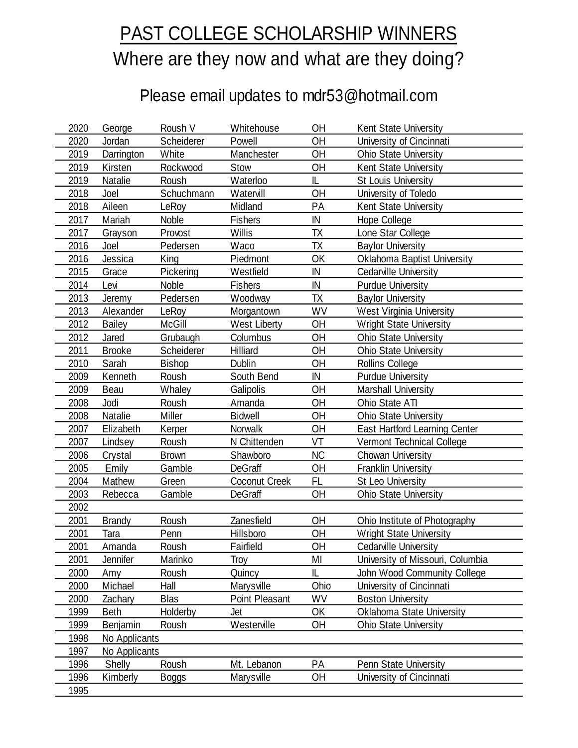# PAST COLLEGE SCHOLARSHIP WINNERS

## Where are they now and what are they doing?

### Please email updates to mdr53@hotmail.com

| | | | | | |
|---|---|---|---|---|---|
| 2020 | George | Roush V | Whitehouse | OH | Kent State University |
| 2020 | Jordan | Scheiderer | Powell | OH | University of Cincinnati |
| 2019 | Darrington | White | Manchester | OH | Ohio State University |
| 2019 | Kirsten | Rockwood | Stow | OH | Kent State University |
| 2019 | Natalie | Roush | Waterloo | IL | St Louis University |
| 2018 | Joel | Schuchmann | Watervill | OH | University of Toledo |
| 2018 | Aileen | LeRoy | Midland | PA | Kent State University |
| 2017 | Mariah | Noble | Fishers | IN | Hope College |
| 2017 | Grayson | Provost | Willis | TX | Lone Star College |
| 2016 | Joel | Pedersen | Waco | TX | Baylor University |
| 2016 | Jessica | King | Piedmont | OK | Oklahoma Baptist University |
| 2015 | Grace | Pickering | Westfield | IN | Cedarville University |
| 2014 | Levi | Noble | Fishers | IN | Purdue University |
| 2013 | Jeremy | Pedersen | Woodway | TX | Baylor University |
| 2013 | Alexander | LeRoy | Morgantown | WV | West Virginia University |
| 2012 | Bailey | McGill | West Liberty | OH | Wright State University |
| 2012 | Jared | Grubaugh | Columbus | OH | Ohio State University |
| 2011 | Brooke | Scheiderer | Hilliard | OH | Ohio State University |
| 2010 | Sarah | Bishop | Dublin | OH | Rollins College |
| 2009 | Kenneth | Roush | South Bend | IN | Purdue University |
| 2009 | Beau | Whaley | Galipolis | OH | Marshall University |
| 2008 | Jodi | Roush | Amanda | OH | Ohio State ATI |
| 2008 | Natalie | Miller | Bidwell | OH | Ohio State University |
| 2007 | Elizabeth | Kerper | Norwalk | OH | East Hartford Learning Center |
| 2007 | Lindsey | Roush | N Chittenden | VT | Vermont Technical College |
| 2006 | Crystal | Brown | Shawboro | NC | Chowan University |
| 2005 | Emily | Gamble | DeGraff | OH | Franklin University |
| 2004 | Mathew | Green | Coconut Creek | FL | St Leo University |
| 2003 | Rebecca | Gamble | DeGraff | OH | Ohio State University |
| 2002 | | | | | |
| 2001 | Brandy | Roush | Zanesfield | OH | Ohio Institute of Photography |
| 2001 | Tara | Penn | Hillsboro | OH | Wright State University |
| 2001 | Amanda | Roush | Fairfield | OH | Cedarville University |
| 2001 | Jennifer | Marinko | Troy | MI | University of Missouri, Columbia |
| 2000 | Amy | Roush | Quincy | IL | John Wood Community College |
| 2000 | Michael | Hall | Marysville | Ohio | University of Cincinnati |
| 2000 | Zachary | Blas | Point Pleasant | WV | Boston University |
| 1999 | Beth | Holderby | Jet | OK | Oklahoma State University |
| 1999 | Benjamin | Roush | Westerville | OH | Ohio State University |
| 1998 | No Applicants | | | | |
| 1997 | No Applicants | | | | |
| 1996 | Shelly | Roush | Mt. Lebanon | PA | Penn State University |
| 1996 | Kimberly | Boggs | Marysville | OH | University of Cincinnati |
| 1995 | | | | | |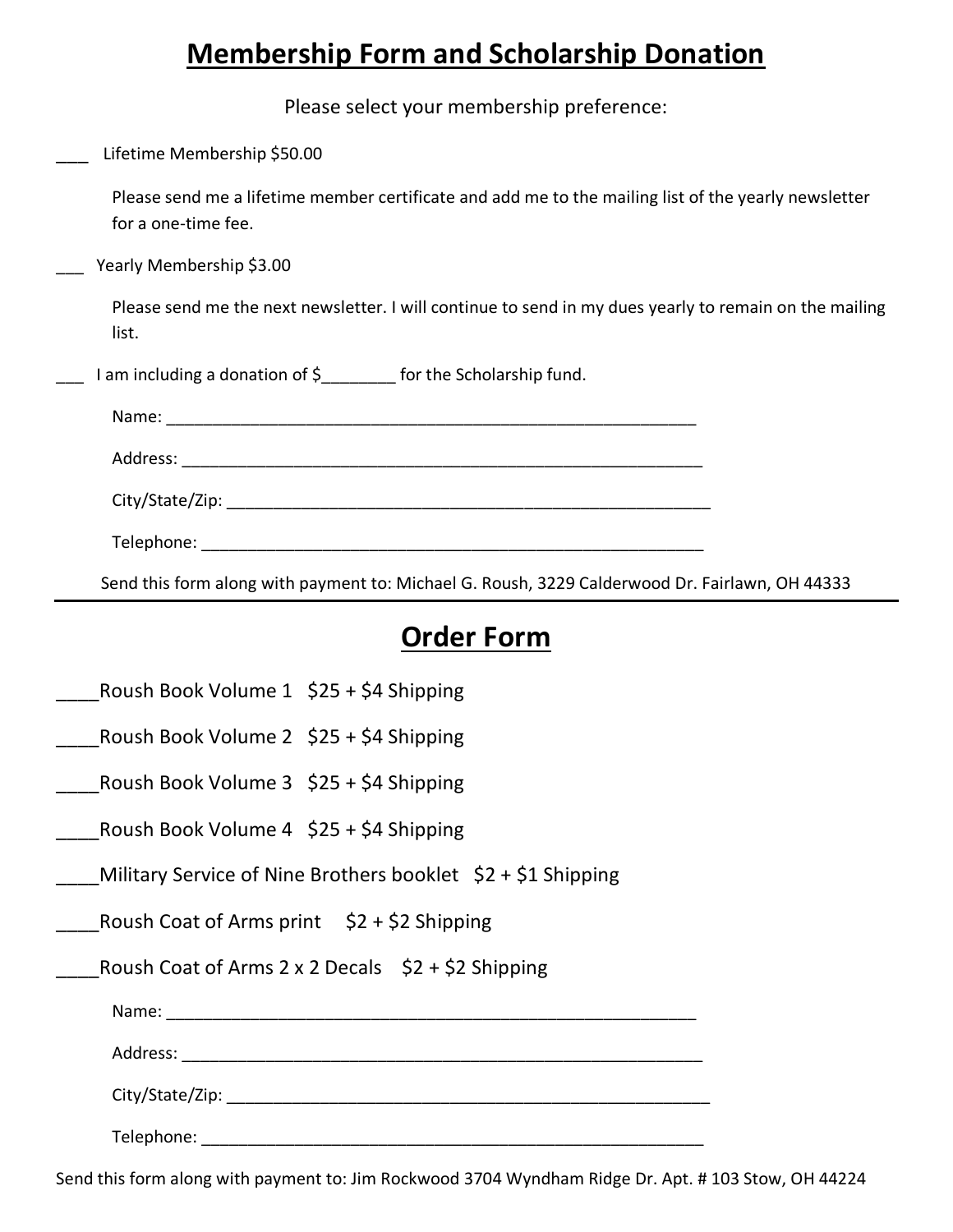# Membership Form and Scholarship Donation

Please select your membership preference:

___ Lifetime Membership $50.00

Please send me a lifetime member certificate and add me to the mailing list of the yearly newsletter for a one-time fee.

___ Yearly Membership $3.00

Please send me the next newsletter. I will continue to send in my dues yearly to remain on the mailing list.

___ I am including a donation of $________ for the Scholarship fund.

Name: ___________________________________________________________

Address: _________________________________________________________

City/State/Zip: ____________________________________________________

Telephone: _______________________________________________________

Send this form along with payment to: Michael G. Roush, 3229 Calderwood Dr. Fairlawn, OH 44333

---

# Order Form

____Roush Book Volume 1 $25 + $4 Shipping

____Roush Book Volume 2 $25 + $4 Shipping

____Roush Book Volume 3 $25 + $4 Shipping

____Roush Book Volume 4 $25 + $4 Shipping

____Military Service of Nine Brothers booklet $2 + $1 Shipping

____Roush Coat of Arms print $2 + $2 Shipping

____Roush Coat of Arms 2 x 2 Decals $2 + $2 Shipping

Name: ___________________________________________________________

Address: _________________________________________________________

City/State/Zip: ____________________________________________________

Telephone: _______________________________________________________

Send this form along with payment to: Jim Rockwood 3704 Wyndham Ridge Dr. Apt. # 103 Stow, OH 44224